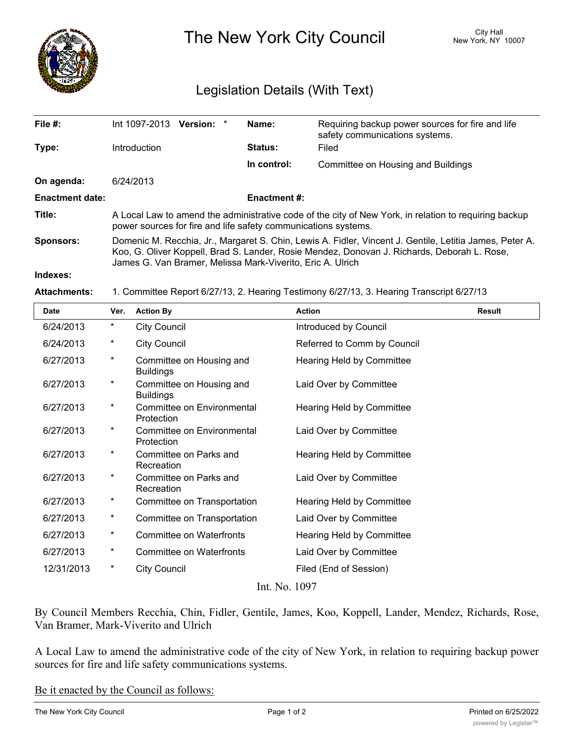# The New York City Council

City Hall
New York, NY 10007

## Legislation Details (With Text)

| | | | |
|---|---|---|---|
| **File #:** | Int 1097-2013 **Version:** * | **Name:** | Requiring backup power sources for fire and life safety communications systems. |
| **Type:** | Introduction | **Status:** | Filed |
| | | **In control:** | Committee on Housing and Buildings |
| **On agenda:** | 6/24/2013 | | |
| **Enactment date:** | | **Enactment #:** | |

**Title:** A Local Law to amend the administrative code of the city of New York, in relation to requiring backup power sources for fire and life safety communications systems.

**Sponsors:** Domenic M. Recchia, Jr., Margaret S. Chin, Lewis A. Fidler, Vincent J. Gentile, Letitia James, Peter A. Koo, G. Oliver Koppell, Brad S. Lander, Rosie Mendez, Donovan J. Richards, Deborah L. Rose, James G. Van Bramer, Melissa Mark-Viverito, Eric A. Ulrich

**Indexes:**

**Attachments:** 1. Committee Report 6/27/13, 2. Hearing Testimony 6/27/13, 3. Hearing Transcript 6/27/13

| Date | Ver. | Action By | Action | Result |
|---|---|---|---|---|
| 6/24/2013 | * | City Council | Introduced by Council | |
| 6/24/2013 | * | City Council | Referred to Comm by Council | |
| 6/27/2013 | * | Committee on Housing and Buildings | Hearing Held by Committee | |
| 6/27/2013 | * | Committee on Housing and Buildings | Laid Over by Committee | |
| 6/27/2013 | * | Committee on Environmental Protection | Hearing Held by Committee | |
| 6/27/2013 | * | Committee on Environmental Protection | Laid Over by Committee | |
| 6/27/2013 | * | Committee on Parks and Recreation | Hearing Held by Committee | |
| 6/27/2013 | * | Committee on Parks and Recreation | Laid Over by Committee | |
| 6/27/2013 | * | Committee on Transportation | Hearing Held by Committee | |
| 6/27/2013 | * | Committee on Transportation | Laid Over by Committee | |
| 6/27/2013 | * | Committee on Waterfronts | Hearing Held by Committee | |
| 6/27/2013 | * | Committee on Waterfronts | Laid Over by Committee | |
| 12/31/2013 | * | City Council | Filed (End of Session) | |

Int. No. 1097

By Council Members Recchia, Chin, Fidler, Gentile, James, Koo, Koppell, Lander, Mendez, Richards, Rose, Van Bramer, Mark-Viverito and Ulrich

A Local Law to amend the administrative code of the city of New York, in relation to requiring backup power sources for fire and life safety communications systems.

Be it enacted by the Council as follows: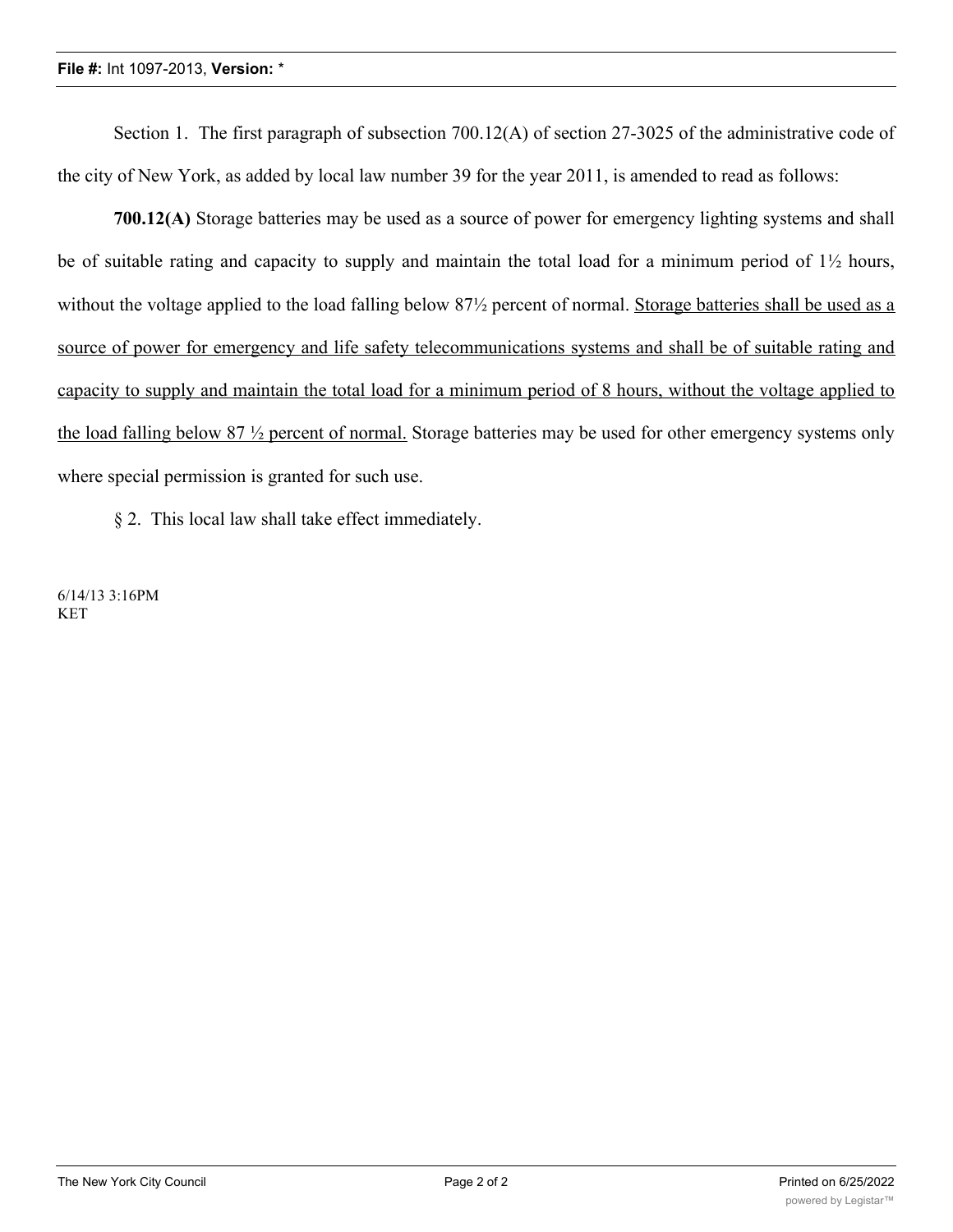Section 1. The first paragraph of subsection 700.12(A) of section 27-3025 of the administrative code of the city of New York, as added by local law number 39 for the year 2011, is amended to read as follows:

**700.12(A)** Storage batteries may be used as a source of power for emergency lighting systems and shall be of suitable rating and capacity to supply and maintain the total load for a minimum period of 1½ hours, without the voltage applied to the load falling below 87½ percent of normal. <u>Storage batteries shall be used as a source of power for emergency and life safety telecommunications systems and shall be of suitable rating and capacity to supply and maintain the total load for a minimum period of 8 hours, without the voltage applied to the load falling below 87 ½ percent of normal.</u> Storage batteries may be used for other emergency systems only where special permission is granted for such use.

§ 2. This local law shall take effect immediately.

6/14/13 3:16PM
KET